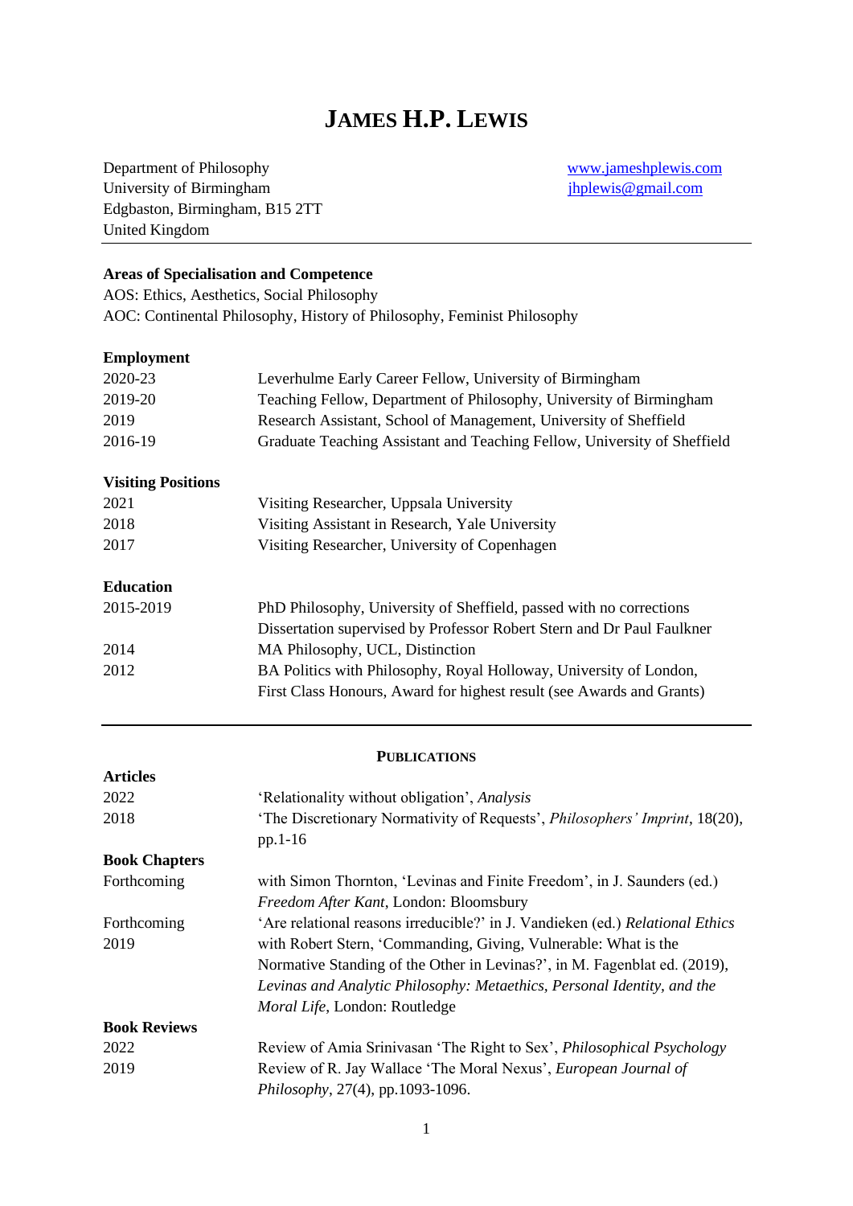# James H.P. Lewis

Department of Philosophy
University of Birmingham
Edgbaston, Birmingham, B15 2TT
United Kingdom

www.jameshplewis.com
jhplewis@gmail.com

---

**Areas of Specialisation and Competence**

AOS: Ethics, Aesthetics, Social Philosophy
AOC: Continental Philosophy, History of Philosophy, Feminist Philosophy

**Employment**

| | |
|---|---|
| 2020-23 | Leverhulme Early Career Fellow, University of Birmingham |
| 2019-20 | Teaching Fellow, Department of Philosophy, University of Birmingham |
| 2019 | Research Assistant, School of Management, University of Sheffield |
| 2016-19 | Graduate Teaching Assistant and Teaching Fellow, University of Sheffield |

**Visiting Positions**

| | |
|---|---|
| 2021 | Visiting Researcher, Uppsala University |
| 2018 | Visiting Assistant in Research, Yale University |
| 2017 | Visiting Researcher, University of Copenhagen |

**Education**

| | |
|---|---|
| 2015-2019 | PhD Philosophy, University of Sheffield, passed with no corrections<br>Dissertation supervised by Professor Robert Stern and Dr Paul Faulkner |
| 2014 | MA Philosophy, UCL, Distinction |
| 2012 | BA Politics with Philosophy, Royal Holloway, University of London,<br>First Class Honours, Award for highest result (see Awards and Grants) |

---

## Publications

**Articles**

| | |
|---|---|
| 2022 | 'Relationality without obligation', *Analysis* |
| 2018 | 'The Discretionary Normativity of Requests', *Philosophers' Imprint*, 18(20), pp.1-16 |

**Book Chapters**

| | |
|---|---|
| Forthcoming | with Simon Thornton, 'Levinas and Finite Freedom', in J. Saunders (ed.) *Freedom After Kant*, London: Bloomsbury |
| Forthcoming | 'Are relational reasons irreducible?' in J. Vandieken (ed.) *Relational Ethics* |
| 2019 | with Robert Stern, 'Commanding, Giving, Vulnerable: What is the Normative Standing of the Other in Levinas?', in M. Fagenblat ed. (2019), *Levinas and Analytic Philosophy: Metaethics, Personal Identity, and the Moral Life*, London: Routledge |

**Book Reviews**

| | |
|---|---|
| 2022 | Review of Amia Srinivasan 'The Right to Sex', *Philosophical Psychology* |
| 2019 | Review of R. Jay Wallace 'The Moral Nexus', *European Journal of Philosophy*, 27(4), pp.1093-1096. |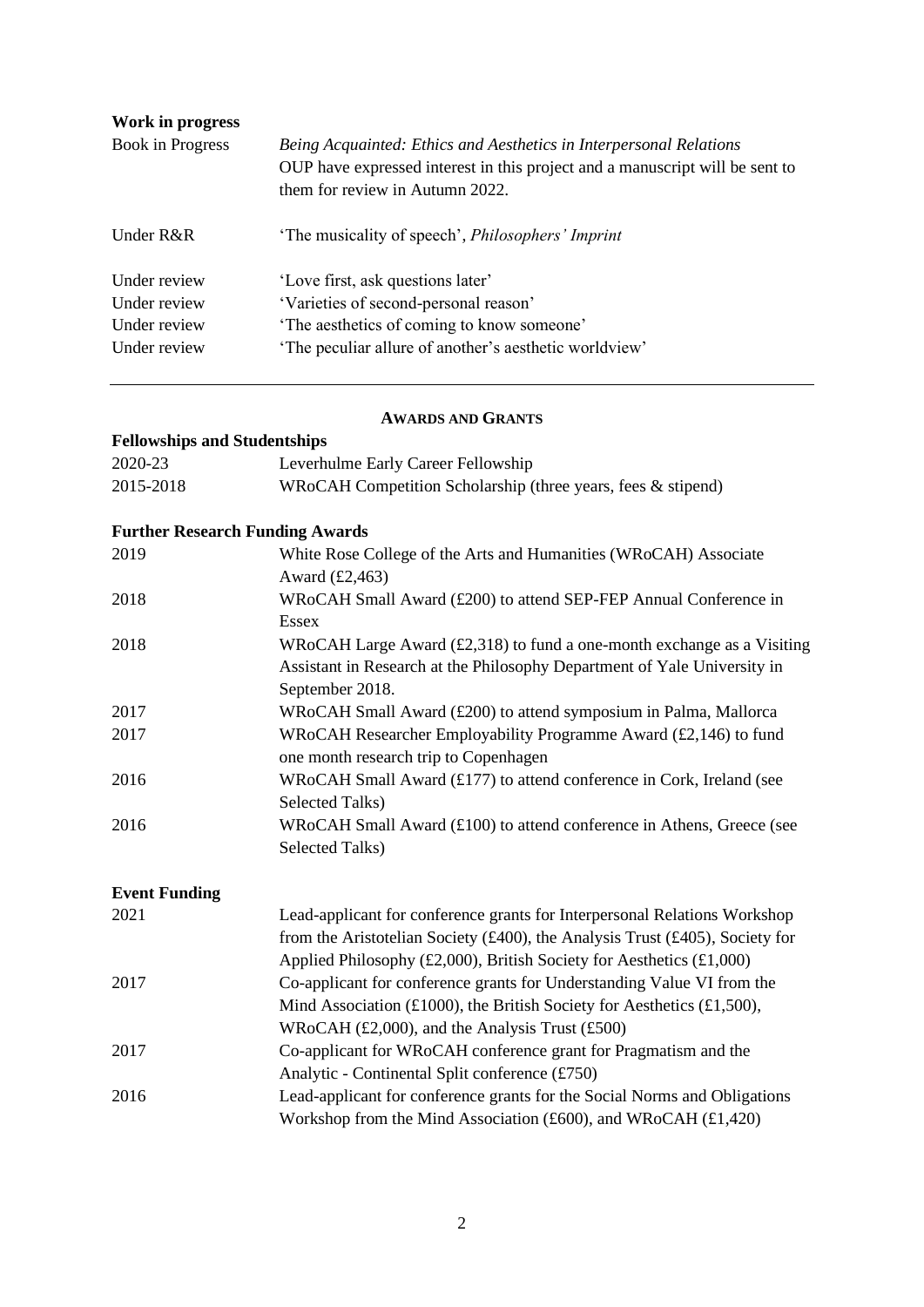**Work in progress**

| | |
|---|---|
| Book in Progress | *Being Acquainted: Ethics and Aesthetics in Interpersonal Relations* OUP have expressed interest in this project and a manuscript will be sent to them for review in Autumn 2022. |
| Under R&R | 'The musicality of speech', *Philosophers' Imprint* |
| Under review | 'Love first, ask questions later' |
| Under review | 'Varieties of second-personal reason' |
| Under review | 'The aesthetics of coming to know someone' |
| Under review | 'The peculiar allure of another's aesthetic worldview' |

---

## AWARDS AND GRANTS

**Fellowships and Studentships**

| | |
|---|---|
| 2020-23 | Leverhulme Early Career Fellowship |
| 2015-2018 | WRoCAH Competition Scholarship (three years, fees & stipend) |

**Further Research Funding Awards**

| | |
|---|---|
| 2019 | White Rose College of the Arts and Humanities (WRoCAH) Associate Award (£2,463) |
| 2018 | WRoCAH Small Award (£200) to attend SEP-FEP Annual Conference in Essex |
| 2018 | WRoCAH Large Award (£2,318) to fund a one-month exchange as a Visiting Assistant in Research at the Philosophy Department of Yale University in September 2018. |
| 2017 | WRoCAH Small Award (£200) to attend symposium in Palma, Mallorca |
| 2017 | WRoCAH Researcher Employability Programme Award (£2,146) to fund one month research trip to Copenhagen |
| 2016 | WRoCAH Small Award (£177) to attend conference in Cork, Ireland (see Selected Talks) |
| 2016 | WRoCAH Small Award (£100) to attend conference in Athens, Greece (see Selected Talks) |

**Event Funding**

| | |
|---|---|
| 2021 | Lead-applicant for conference grants for Interpersonal Relations Workshop from the Aristotelian Society (£400), the Analysis Trust (£405), Society for Applied Philosophy (£2,000), British Society for Aesthetics (£1,000) |
| 2017 | Co-applicant for conference grants for Understanding Value VI from the Mind Association (£1000), the British Society for Aesthetics (£1,500), WRoCAH (£2,000), and the Analysis Trust (£500) |
| 2017 | Co-applicant for WRoCAH conference grant for Pragmatism and the Analytic - Continental Split conference (£750) |
| 2016 | Lead-applicant for conference grants for the Social Norms and Obligations Workshop from the Mind Association (£600), and WRoCAH (£1,420) |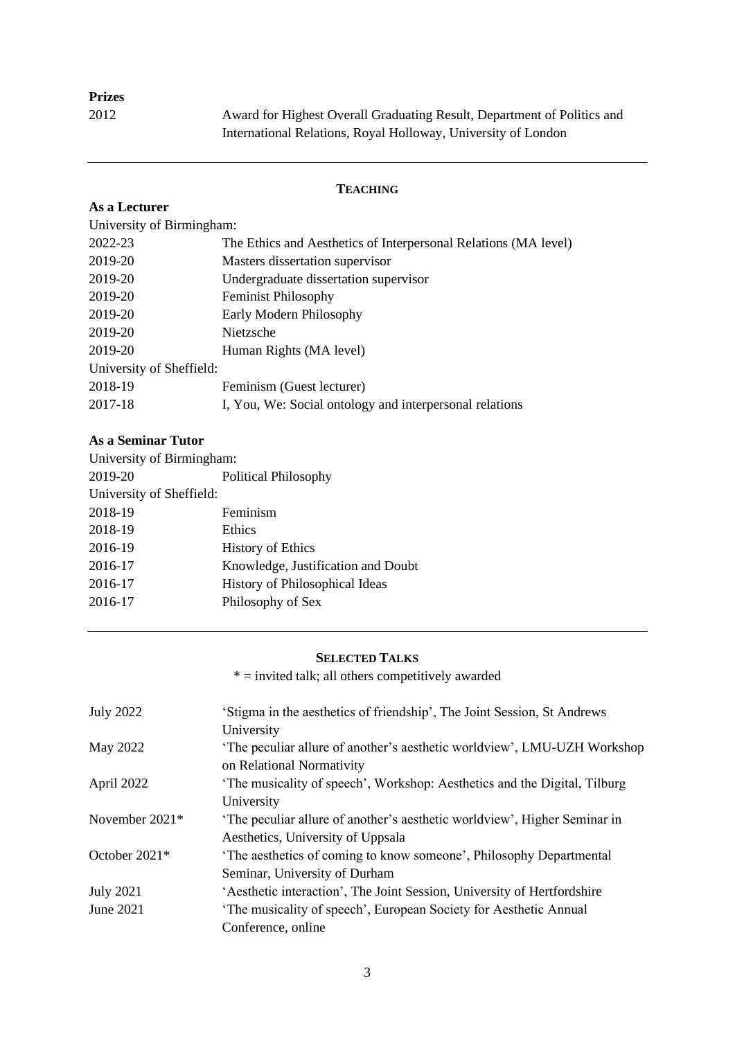**Prizes**

2012 Award for Highest Overall Graduating Result, Department of Politics and International Relations, Royal Holloway, University of London

---

## TEACHING

**As a Lecturer**

University of Birmingham:

| | |
|---|---|
| 2022-23 | The Ethics and Aesthetics of Interpersonal Relations (MA level) |
| 2019-20 | Masters dissertation supervisor |
| 2019-20 | Undergraduate dissertation supervisor |
| 2019-20 | Feminist Philosophy |
| 2019-20 | Early Modern Philosophy |
| 2019-20 | Nietzsche |
| 2019-20 | Human Rights (MA level) |

University of Sheffield:

| | |
|---|---|
| 2018-19 | Feminism (Guest lecturer) |
| 2017-18 | I, You, We: Social ontology and interpersonal relations |

**As a Seminar Tutor**

University of Birmingham:

| | |
|---|---|
| 2019-20 | Political Philosophy |

University of Sheffield:

| | |
|---|---|
| 2018-19 | Feminism |
| 2018-19 | Ethics |
| 2016-19 | History of Ethics |
| 2016-17 | Knowledge, Justification and Doubt |
| 2016-17 | History of Philosophical Ideas |
| 2016-17 | Philosophy of Sex |

---

## SELECTED TALKS

* = invited talk; all others competitively awarded

| | |
|---|---|
| July 2022 | 'Stigma in the aesthetics of friendship', The Joint Session, St Andrews University |
| May 2022 | 'The peculiar allure of another's aesthetic worldview', LMU-UZH Workshop on Relational Normativity |
| April 2022 | 'The musicality of speech', Workshop: Aesthetics and the Digital, Tilburg University |
| November 2021* | 'The peculiar allure of another's aesthetic worldview', Higher Seminar in Aesthetics, University of Uppsala |
| October 2021* | 'The aesthetics of coming to know someone', Philosophy Departmental Seminar, University of Durham |
| July 2021 | 'Aesthetic interaction', The Joint Session, University of Hertfordshire |
| June 2021 | 'The musicality of speech', European Society for Aesthetic Annual Conference, online |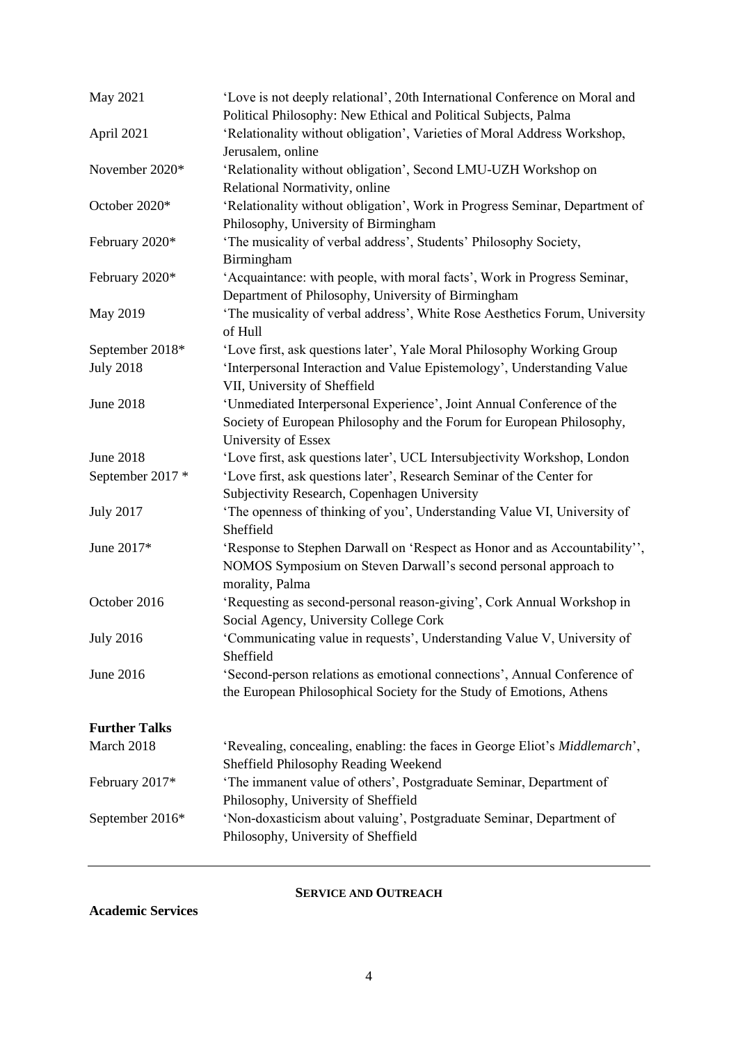| | |
|---|---|
| May 2021 | 'Love is not deeply relational', 20th International Conference on Moral and Political Philosophy: New Ethical and Political Subjects, Palma |
| April 2021 | 'Relationality without obligation', Varieties of Moral Address Workshop, Jerusalem, online |
| November 2020* | 'Relationality without obligation', Second LMU-UZH Workshop on Relational Normativity, online |
| October 2020* | 'Relationality without obligation', Work in Progress Seminar, Department of Philosophy, University of Birmingham |
| February 2020* | 'The musicality of verbal address', Students' Philosophy Society, Birmingham |
| February 2020* | 'Acquaintance: with people, with moral facts', Work in Progress Seminar, Department of Philosophy, University of Birmingham |
| May 2019 | 'The musicality of verbal address', White Rose Aesthetics Forum, University of Hull |
| September 2018* | 'Love first, ask questions later', Yale Moral Philosophy Working Group |
| July 2018 | 'Interpersonal Interaction and Value Epistemology', Understanding Value VII, University of Sheffield |
| June 2018 | 'Unmediated Interpersonal Experience', Joint Annual Conference of the Society of European Philosophy and the Forum for European Philosophy, University of Essex |
| June 2018 | 'Love first, ask questions later', UCL Intersubjectivity Workshop, London |
| September 2017 * | 'Love first, ask questions later', Research Seminar of the Center for Subjectivity Research, Copenhagen University |
| July 2017 | 'The openness of thinking of you', Understanding Value VI, University of Sheffield |
| June 2017* | 'Response to Stephen Darwall on 'Respect as Honor and as Accountability'', NOMOS Symposium on Steven Darwall's second personal approach to morality, Palma |
| October 2016 | 'Requesting as second-personal reason-giving', Cork Annual Workshop in Social Agency, University College Cork |
| July 2016 | 'Communicating value in requests', Understanding Value V, University of Sheffield |
| June 2016 | 'Second-person relations as emotional connections', Annual Conference of the European Philosophical Society for the Study of Emotions, Athens |

**Further Talks**

| | |
|---|---|
| March 2018 | 'Revealing, concealing, enabling: the faces in George Eliot's *Middlemarch*', Sheffield Philosophy Reading Weekend |
| February 2017* | 'The immanent value of others', Postgraduate Seminar, Department of Philosophy, University of Sheffield |
| September 2016* | 'Non-doxasticism about valuing', Postgraduate Seminar, Department of Philosophy, University of Sheffield |

---

## SERVICE AND OUTREACH

**Academic Services**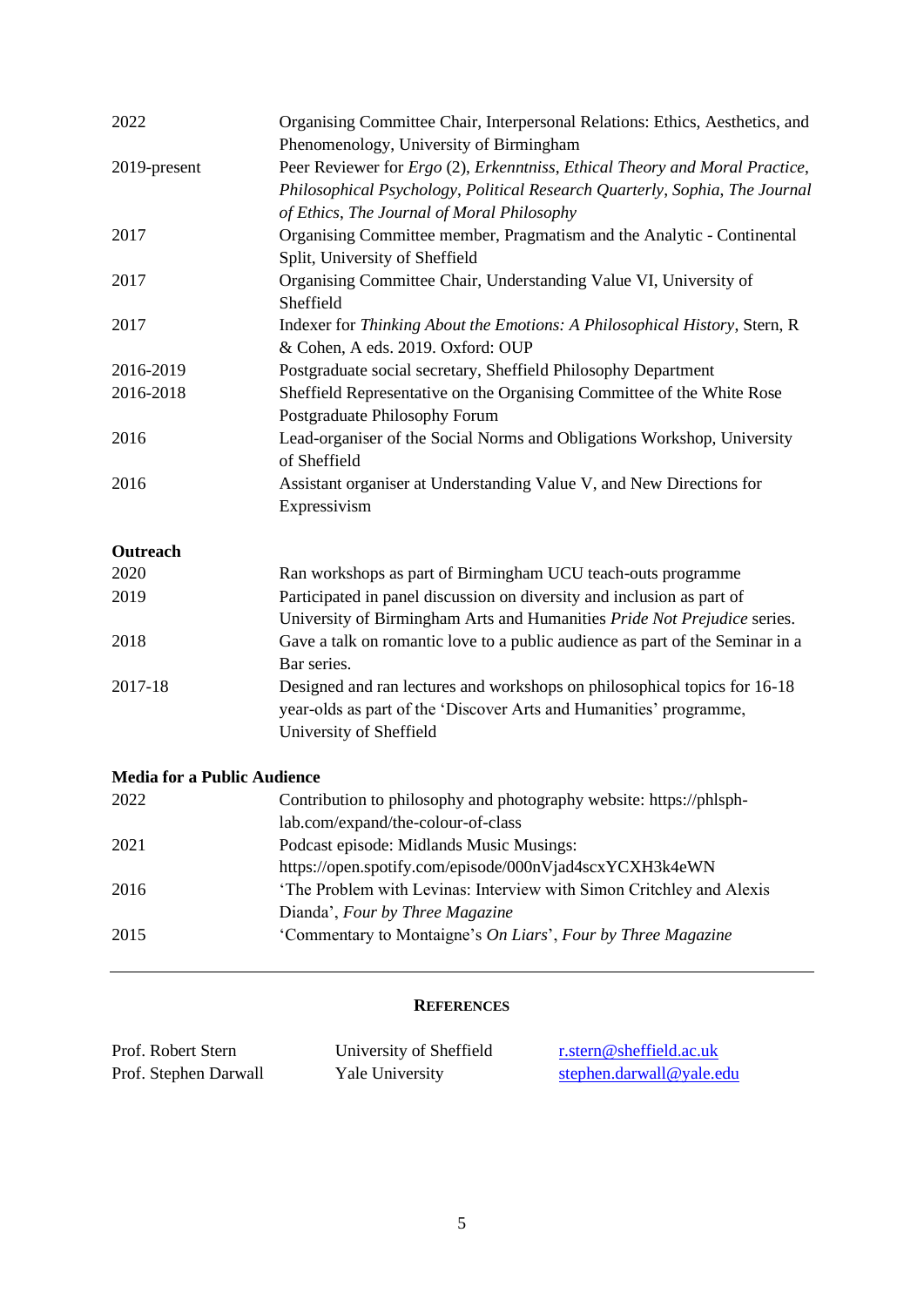| | |
|---|---|
| 2022 | Organising Committee Chair, Interpersonal Relations: Ethics, Aesthetics, and Phenomenology, University of Birmingham |
| 2019-present | Peer Reviewer for *Ergo* (2), *Erkenntniss*, *Ethical Theory and Moral Practice*, *Philosophical Psychology*, *Political Research Quarterly*, *Sophia*, *The Journal of Ethics*, *The Journal of Moral Philosophy* |
| 2017 | Organising Committee member, Pragmatism and the Analytic - Continental Split, University of Sheffield |
| 2017 | Organising Committee Chair, Understanding Value VI, University of Sheffield |
| 2017 | Indexer for *Thinking About the Emotions: A Philosophical History*, Stern, R & Cohen, A eds. 2019. Oxford: OUP |
| 2016-2019 | Postgraduate social secretary, Sheffield Philosophy Department |
| 2016-2018 | Sheffield Representative on the Organising Committee of the White Rose Postgraduate Philosophy Forum |
| 2016 | Lead-organiser of the Social Norms and Obligations Workshop, University of Sheffield |
| 2016 | Assistant organiser at Understanding Value V, and New Directions for Expressivism |

**Outreach**

| | |
|---|---|
| 2020 | Ran workshops as part of Birmingham UCU teach-outs programme |
| 2019 | Participated in panel discussion on diversity and inclusion as part of University of Birmingham Arts and Humanities *Pride Not Prejudice* series. |
| 2018 | Gave a talk on romantic love to a public audience as part of the Seminar in a Bar series. |
| 2017-18 | Designed and ran lectures and workshops on philosophical topics for 16-18 year-olds as part of the 'Discover Arts and Humanities' programme, University of Sheffield |

**Media for a Public Audience**

| | |
|---|---|
| 2022 | Contribution to philosophy and photography website: https://phlsph-lab.com/expand/the-colour-of-class |
| 2021 | Podcast episode: Midlands Music Musings: https://open.spotify.com/episode/000nVjad4scxYCXH3k4eWN |
| 2016 | 'The Problem with Levinas: Interview with Simon Critchley and Alexis Dianda', *Four by Three Magazine* |
| 2015 | 'Commentary to Montaigne's *On Liars*', *Four by Three Magazine* |

---

## REFERENCES

| | | |
|---|---|---|
| Prof. Robert Stern | University of Sheffield | r.stern@sheffield.ac.uk |
| Prof. Stephen Darwall | Yale University | stephen.darwall@yale.edu |